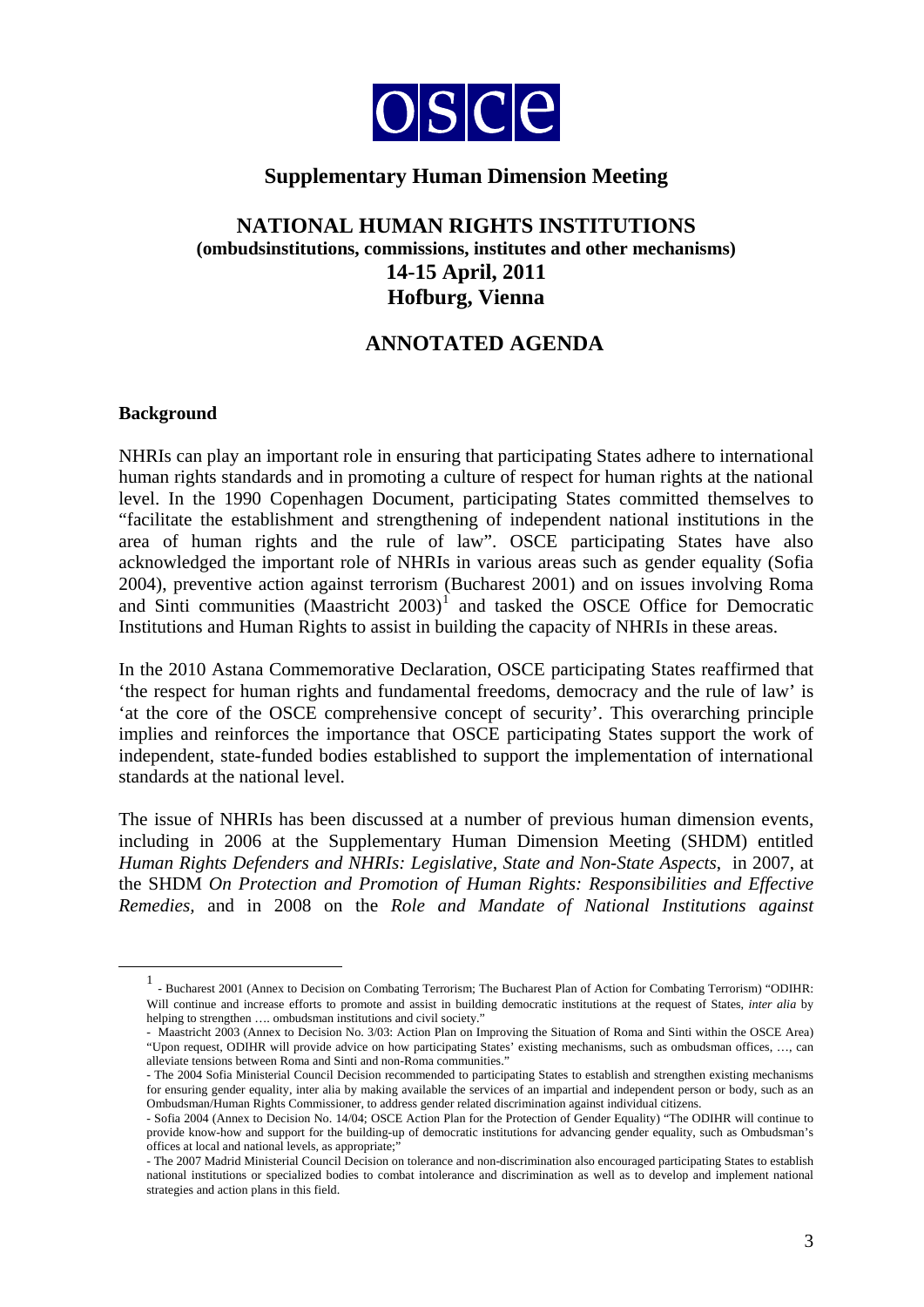OSCE

## Supplementary Human Dimension Meeting

# NATIONAL HUMAN RIGHTS INSTITUTIONS
## (ombudsinstitutions, commissions, institutes and other mechanisms)
## 14-15 April, 2011
## Hofburg, Vienna

## ANNOTATED AGENDA

### Background

NHRIs can play an important role in ensuring that participating States adhere to international human rights standards and in promoting a culture of respect for human rights at the national level. In the 1990 Copenhagen Document, participating States committed themselves to "facilitate the establishment and strengthening of independent national institutions in the area of human rights and the rule of law". OSCE participating States have also acknowledged the important role of NHRIs in various areas such as gender equality (Sofia 2004), preventive action against terrorism (Bucharest 2001) and on issues involving Roma and Sinti communities (Maastricht 2003)[1] and tasked the OSCE Office for Democratic Institutions and Human Rights to assist in building the capacity of NHRIs in these areas.

In the 2010 Astana Commemorative Declaration, OSCE participating States reaffirmed that 'the respect for human rights and fundamental freedoms, democracy and the rule of law' is 'at the core of the OSCE comprehensive concept of security'. This overarching principle implies and reinforces the importance that OSCE participating States support the work of independent, state-funded bodies established to support the implementation of international standards at the national level.

The issue of NHRIs has been discussed at a number of previous human dimension events, including in 2006 at the Supplementary Human Dimension Meeting (SHDM) entitled *Human Rights Defenders and NHRIs: Legislative, State and Non-State Aspects*, in 2007, at the SHDM *On Protection and Promotion of Human Rights: Responsibilities and Effective Remedies*, and in 2008 on the *Role and Mandate of National Institutions against*

---

[1] - Bucharest 2001 (Annex to Decision on Combating Terrorism; The Bucharest Plan of Action for Combating Terrorism) "ODIHR: Will continue and increase efforts to promote and assist in building democratic institutions at the request of States, *inter alia* by helping to strengthen …. ombudsman institutions and civil society."

- Maastricht 2003 (Annex to Decision No. 3/03: Action Plan on Improving the Situation of Roma and Sinti within the OSCE Area) "Upon request, ODIHR will provide advice on how participating States' existing mechanisms, such as ombudsman offices, …, can alleviate tensions between Roma and Sinti and non-Roma communities."

- The 2004 Sofia Ministerial Council Decision recommended to participating States to establish and strengthen existing mechanisms for ensuring gender equality, inter alia by making available the services of an impartial and independent person or body, such as an Ombudsman/Human Rights Commissioner, to address gender related discrimination against individual citizens.

- Sofia 2004 (Annex to Decision No. 14/04; OSCE Action Plan for the Protection of Gender Equality) "The ODIHR will continue to provide know-how and support for the building-up of democratic institutions for advancing gender equality, such as Ombudsman's offices at local and national levels, as appropriate;"

- The 2007 Madrid Ministerial Council Decision on tolerance and non-discrimination also encouraged participating States to establish national institutions or specialized bodies to combat intolerance and discrimination as well as to develop and implement national strategies and action plans in this field.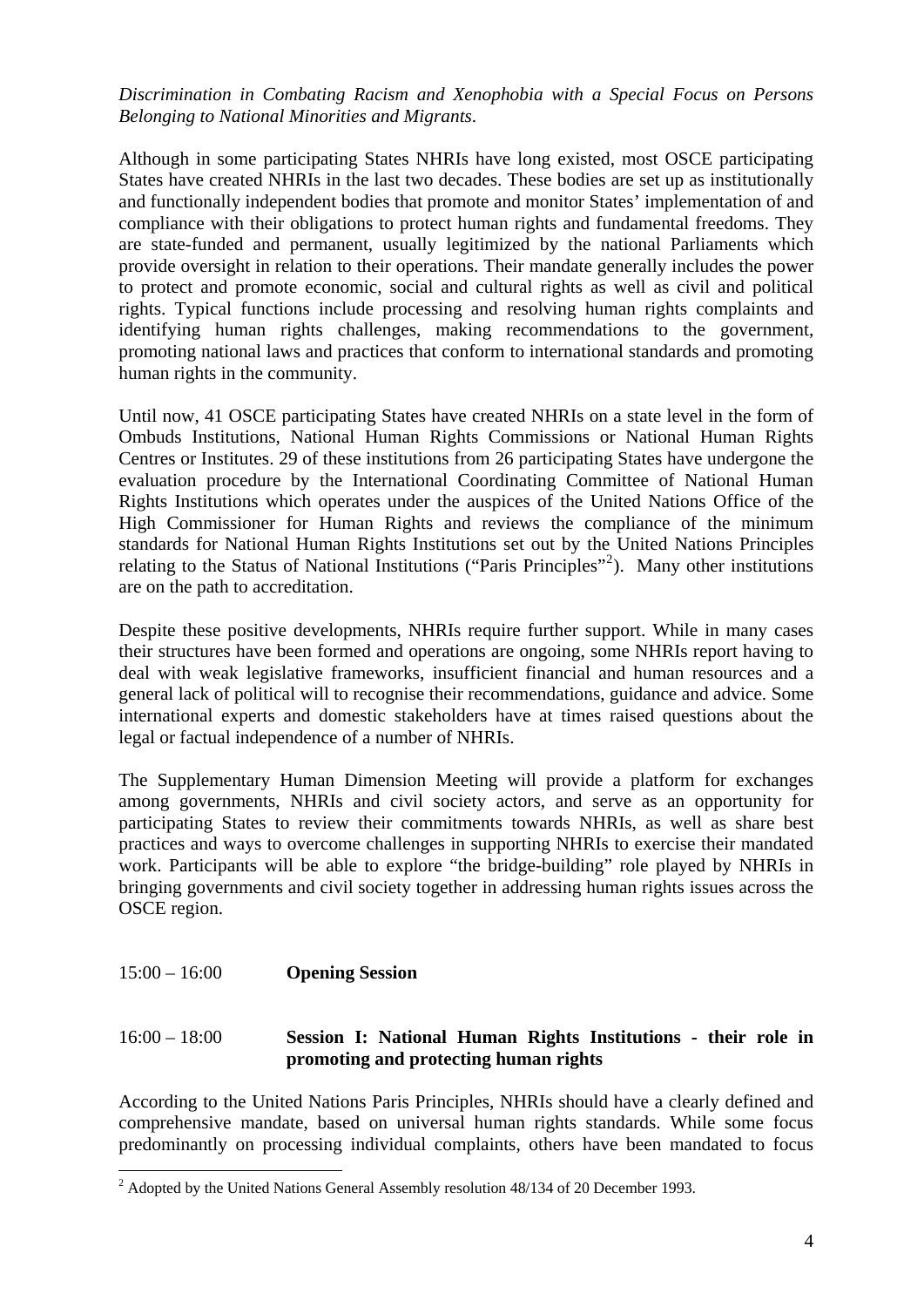*Discrimination in Combating Racism and Xenophobia with a Special Focus on Persons Belonging to National Minorities and Migrants*.

Although in some participating States NHRIs have long existed, most OSCE participating States have created NHRIs in the last two decades. These bodies are set up as institutionally and functionally independent bodies that promote and monitor States' implementation of and compliance with their obligations to protect human rights and fundamental freedoms. They are state-funded and permanent, usually legitimized by the national Parliaments which provide oversight in relation to their operations. Their mandate generally includes the power to protect and promote economic, social and cultural rights as well as civil and political rights. Typical functions include processing and resolving human rights complaints and identifying human rights challenges, making recommendations to the government, promoting national laws and practices that conform to international standards and promoting human rights in the community.

Until now, 41 OSCE participating States have created NHRIs on a state level in the form of Ombuds Institutions, National Human Rights Commissions or National Human Rights Centres or Institutes. 29 of these institutions from 26 participating States have undergone the evaluation procedure by the International Coordinating Committee of National Human Rights Institutions which operates under the auspices of the United Nations Office of the High Commissioner for Human Rights and reviews the compliance of the minimum standards for National Human Rights Institutions set out by the United Nations Principles relating to the Status of National Institutions ("Paris Principles"[2]). Many other institutions are on the path to accreditation.

Despite these positive developments, NHRIs require further support. While in many cases their structures have been formed and operations are ongoing, some NHRIs report having to deal with weak legislative frameworks, insufficient financial and human resources and a general lack of political will to recognise their recommendations, guidance and advice. Some international experts and domestic stakeholders have at times raised questions about the legal or factual independence of a number of NHRIs.

The Supplementary Human Dimension Meeting will provide a platform for exchanges among governments, NHRIs and civil society actors, and serve as an opportunity for participating States to review their commitments towards NHRIs, as well as share best practices and ways to overcome challenges in supporting NHRIs to exercise their mandated work. Participants will be able to explore "the bridge-building" role played by NHRIs in bringing governments and civil society together in addressing human rights issues across the OSCE region.

15:00 – 16:00 **Opening Session**

16:00 – 18:00 **Session I: National Human Rights Institutions - their role in promoting and protecting human rights**

According to the United Nations Paris Principles, NHRIs should have a clearly defined and comprehensive mandate, based on universal human rights standards. While some focus predominantly on processing individual complaints, others have been mandated to focus

[2] Adopted by the United Nations General Assembly resolution 48/134 of 20 December 1993.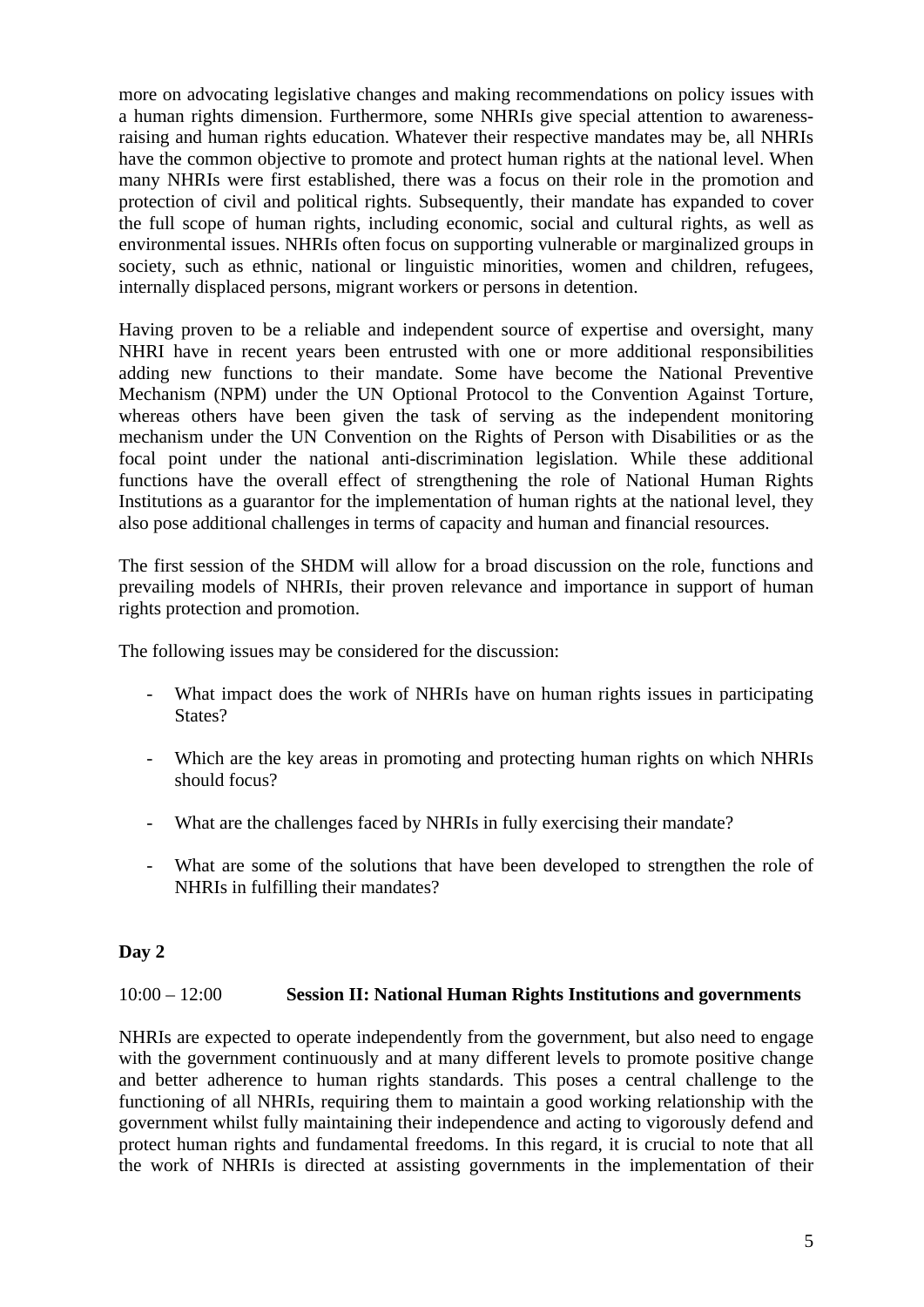more on advocating legislative changes and making recommendations on policy issues with a human rights dimension. Furthermore, some NHRIs give special attention to awareness-raising and human rights education. Whatever their respective mandates may be, all NHRIs have the common objective to promote and protect human rights at the national level. When many NHRIs were first established, there was a focus on their role in the promotion and protection of civil and political rights. Subsequently, their mandate has expanded to cover the full scope of human rights, including economic, social and cultural rights, as well as environmental issues. NHRIs often focus on supporting vulnerable or marginalized groups in society, such as ethnic, national or linguistic minorities, women and children, refugees, internally displaced persons, migrant workers or persons in detention.

Having proven to be a reliable and independent source of expertise and oversight, many NHRI have in recent years been entrusted with one or more additional responsibilities adding new functions to their mandate. Some have become the National Preventive Mechanism (NPM) under the UN Optional Protocol to the Convention Against Torture, whereas others have been given the task of serving as the independent monitoring mechanism under the UN Convention on the Rights of Person with Disabilities or as the focal point under the national anti-discrimination legislation. While these additional functions have the overall effect of strengthening the role of National Human Rights Institutions as a guarantor for the implementation of human rights at the national level, they also pose additional challenges in terms of capacity and human and financial resources.

The first session of the SHDM will allow for a broad discussion on the role, functions and prevailing models of NHRIs, their proven relevance and importance in support of human rights protection and promotion.

The following issues may be considered for the discussion:

- What impact does the work of NHRIs have on human rights issues in participating States?
- Which are the key areas in promoting and protecting human rights on which NHRIs should focus?
- What are the challenges faced by NHRIs in fully exercising their mandate?
- What are some of the solutions that have been developed to strengthen the role of NHRIs in fulfilling their mandates?

**Day 2**

10:00 – 12:00 **Session II: National Human Rights Institutions and governments**

NHRIs are expected to operate independently from the government, but also need to engage with the government continuously and at many different levels to promote positive change and better adherence to human rights standards. This poses a central challenge to the functioning of all NHRIs, requiring them to maintain a good working relationship with the government whilst fully maintaining their independence and acting to vigorously defend and protect human rights and fundamental freedoms. In this regard, it is crucial to note that all the work of NHRIs is directed at assisting governments in the implementation of their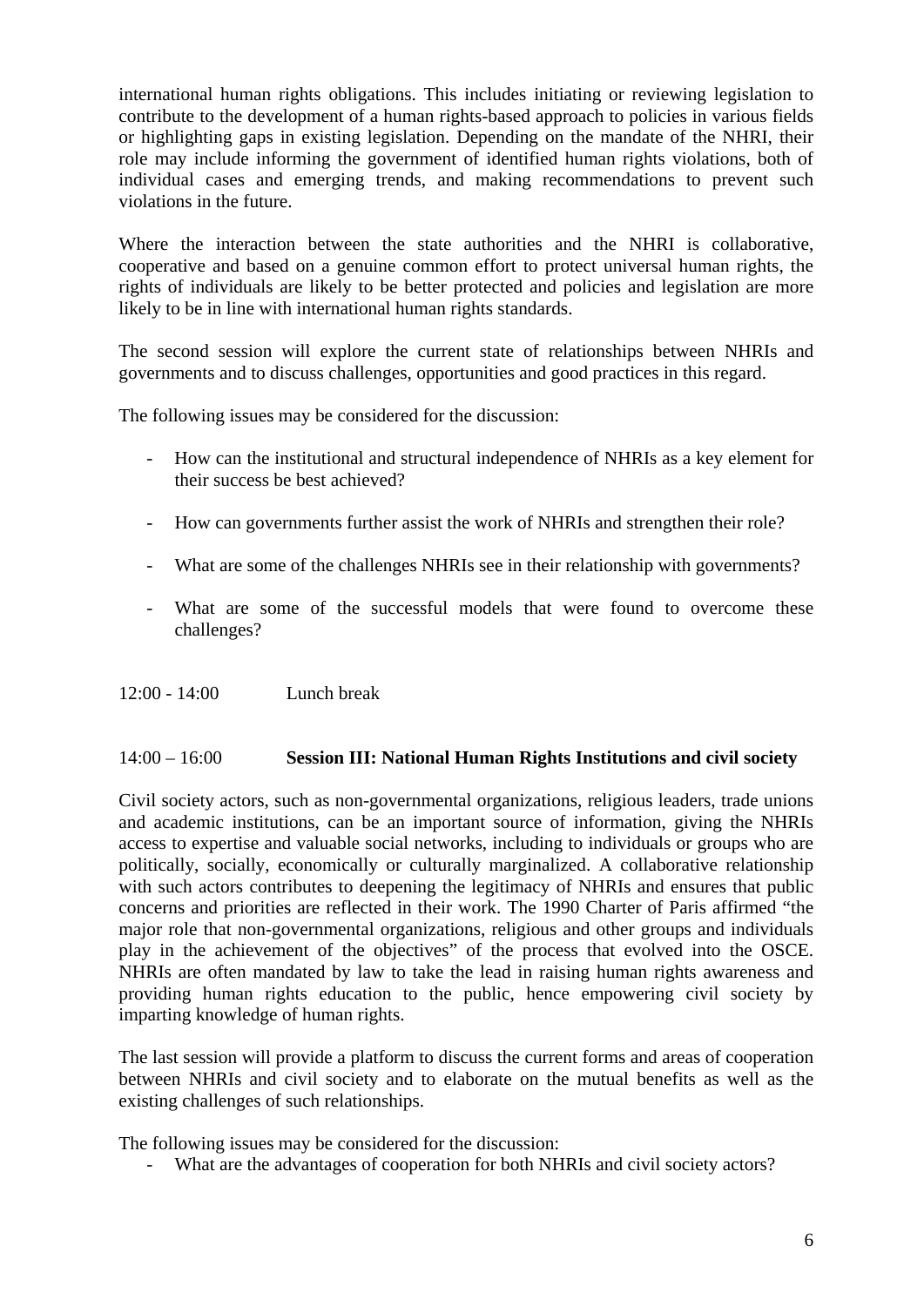international human rights obligations. This includes initiating or reviewing legislation to contribute to the development of a human rights-based approach to policies in various fields or highlighting gaps in existing legislation. Depending on the mandate of the NHRI, their role may include informing the government of identified human rights violations, both of individual cases and emerging trends, and making recommendations to prevent such violations in the future.

Where the interaction between the state authorities and the NHRI is collaborative, cooperative and based on a genuine common effort to protect universal human rights, the rights of individuals are likely to be better protected and policies and legislation are more likely to be in line with international human rights standards.

The second session will explore the current state of relationships between NHRIs and governments and to discuss challenges, opportunities and good practices in this regard.

The following issues may be considered for the discussion:

- How can the institutional and structural independence of NHRIs as a key element for their success be best achieved?
- How can governments further assist the work of NHRIs and strengthen their role?
- What are some of the challenges NHRIs see in their relationship with governments?
- What are some of the successful models that were found to overcome these challenges?

12:00 - 14:00 Lunch break

14:00 – 16:00 **Session III: National Human Rights Institutions and civil society**

Civil society actors, such as non-governmental organizations, religious leaders, trade unions and academic institutions, can be an important source of information, giving the NHRIs access to expertise and valuable social networks, including to individuals or groups who are politically, socially, economically or culturally marginalized. A collaborative relationship with such actors contributes to deepening the legitimacy of NHRIs and ensures that public concerns and priorities are reflected in their work. The 1990 Charter of Paris affirmed "the major role that non-governmental organizations, religious and other groups and individuals play in the achievement of the objectives" of the process that evolved into the OSCE. NHRIs are often mandated by law to take the lead in raising human rights awareness and providing human rights education to the public, hence empowering civil society by imparting knowledge of human rights.

The last session will provide a platform to discuss the current forms and areas of cooperation between NHRIs and civil society and to elaborate on the mutual benefits as well as the existing challenges of such relationships.

The following issues may be considered for the discussion:

- What are the advantages of cooperation for both NHRIs and civil society actors?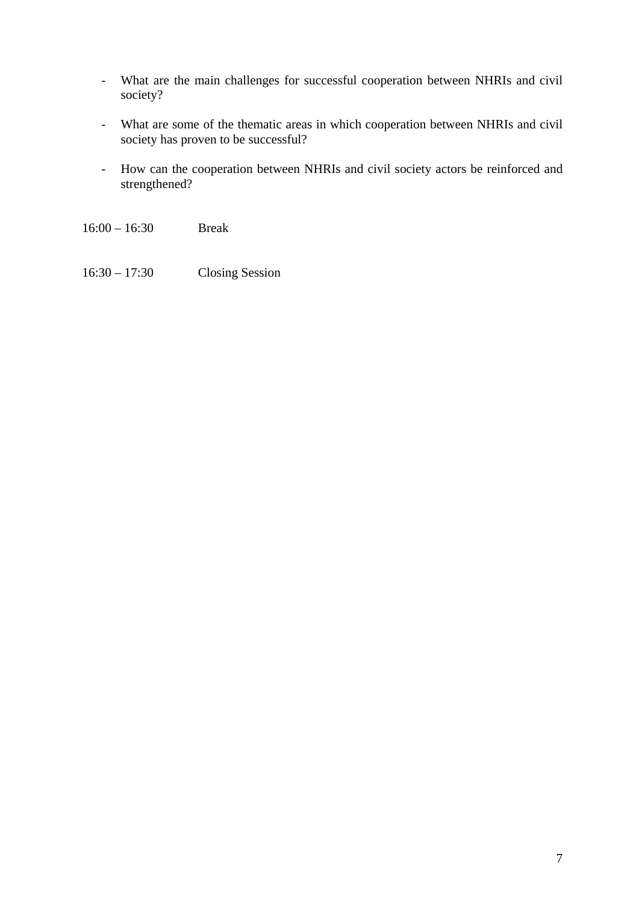- What are the main challenges for successful cooperation between NHRIs and civil society?

- What are some of the thematic areas in which cooperation between NHRIs and civil society has proven to be successful?

- How can the cooperation between NHRIs and civil society actors be reinforced and strengthened?

16:00 – 16:30 Break

16:30 – 17:30 Closing Session